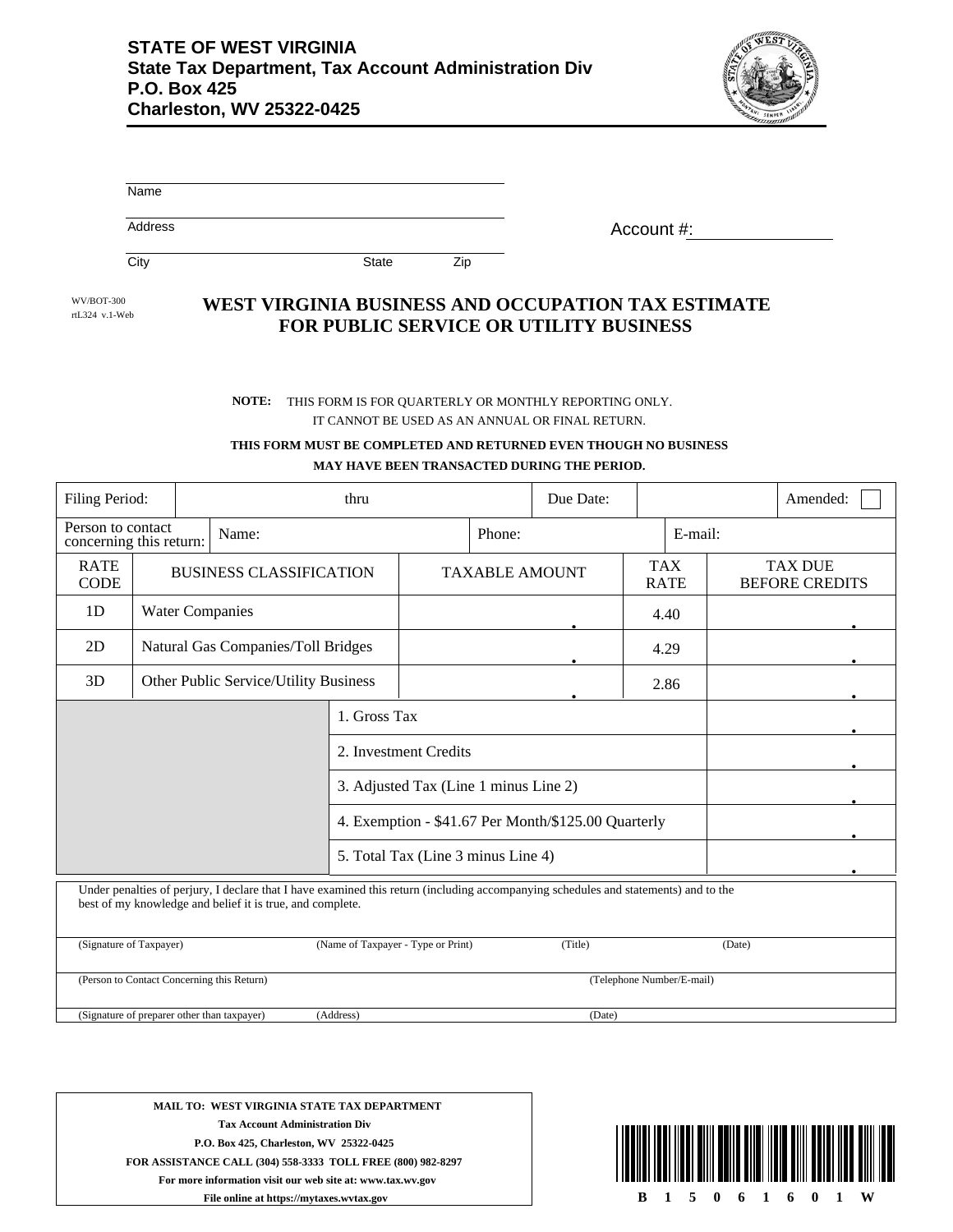**STATE OF WEST VIRGINIA**
**State Tax Department, Tax Account Administration Div**
**P.O. Box 425**
**Charleston, WV 25322-0425**

Name

Address

City State Zip

Account #:

WV/BOT-300
rtL324 v.1-Web

# WEST VIRGINIA BUSINESS AND OCCUPATION TAX ESTIMATE FOR PUBLIC SERVICE OR UTILITY BUSINESS

**NOTE:** THIS FORM IS FOR QUARTERLY OR MONTHLY REPORTING ONLY. IT CANNOT BE USED AS AN ANNUAL OR FINAL RETURN.

**THIS FORM MUST BE COMPLETED AND RETURNED EVEN THOUGH NO BUSINESS MAY HAVE BEEN TRANSACTED DURING THE PERIOD.**

| Filing Period: | thru | Due Date: | | Amended: ☐ |
|---|---|---|---|---|

| Person to contact concerning this return: | Name: | Phone: | E-mail: |
|---|---|---|---|

| RATE CODE | BUSINESS CLASSIFICATION | TAXABLE AMOUNT | TAX RATE | TAX DUE BEFORE CREDITS |
|---|---|---|---|---|
| 1D | Water Companies | . | 4.40 | . |
| 2D | Natural Gas Companies/Toll Bridges | . | 4.29 | . |
| 3D | Other Public Service/Utility Business | . | 2.86 | . |
| | | 1. Gross Tax | | . |
| | | 2. Investment Credits | | . |
| | | 3. Adjusted Tax (Line 1 minus Line 2) | | . |
| | | 4. Exemption - $41.67 Per Month/$125.00 Quarterly | | . |
| | | 5. Total Tax (Line 3 minus Line 4) | | . |

Under penalties of perjury, I declare that I have examined this return (including accompanying schedules and statements) and to the best of my knowledge and belief it is true, and complete.

(Signature of Taxpayer) (Name of Taxpayer - Type or Print) (Title) (Date)

(Person to Contact Concerning this Return) (Telephone Number/E-mail)

(Signature of preparer other than taxpayer) (Address) (Date)

**MAIL TO: WEST VIRGINIA STATE TAX DEPARTMENT**
**Tax Account Administration Div**
**P.O. Box 425, Charleston, WV 25322-0425**
**FOR ASSISTANCE CALL (304) 558-3333 TOLL FREE (800) 982-8297**
**For more information visit our web site at: www.tax.wv.gov**
**File online at https://mytaxes.wvtax.gov**

B 1 5 0 6 1 6 0 1 W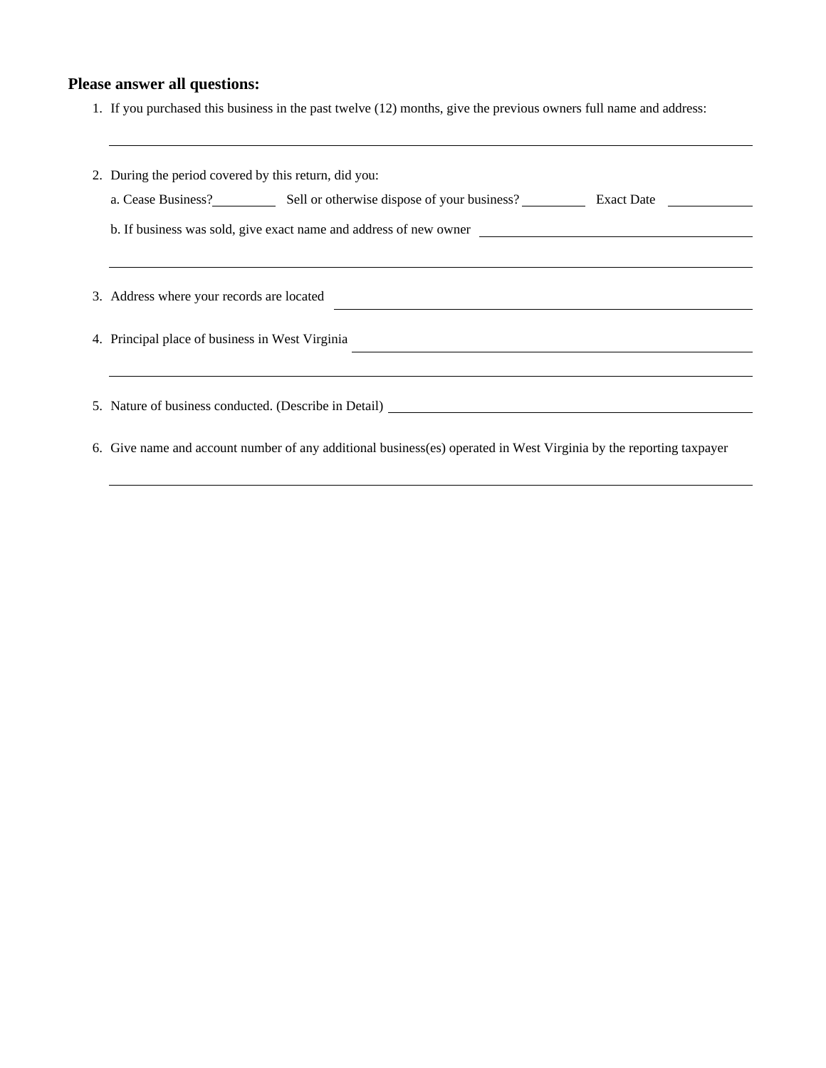**Please answer all questions:**

1. If you purchased this business in the past twelve (12) months, give the previous owners full name and address:

   ______________________________________________________________________________

2. During the period covered by this return, did you:

   a. Cease Business? __________ Sell or otherwise dispose of your business? __________ Exact Date __________

   b. If business was sold, give exact name and address of new owner ______________________________________

   ______________________________________________________________________________

3. Address where your records are located ______________________________________

4. Principal place of business in West Virginia ______________________________________

   ______________________________________________________________________________

5. Nature of business conducted. (Describe in Detail) ______________________________________

6. Give name and account number of any additional business(es) operated in West Virginia by the reporting taxpayer

   ______________________________________________________________________________